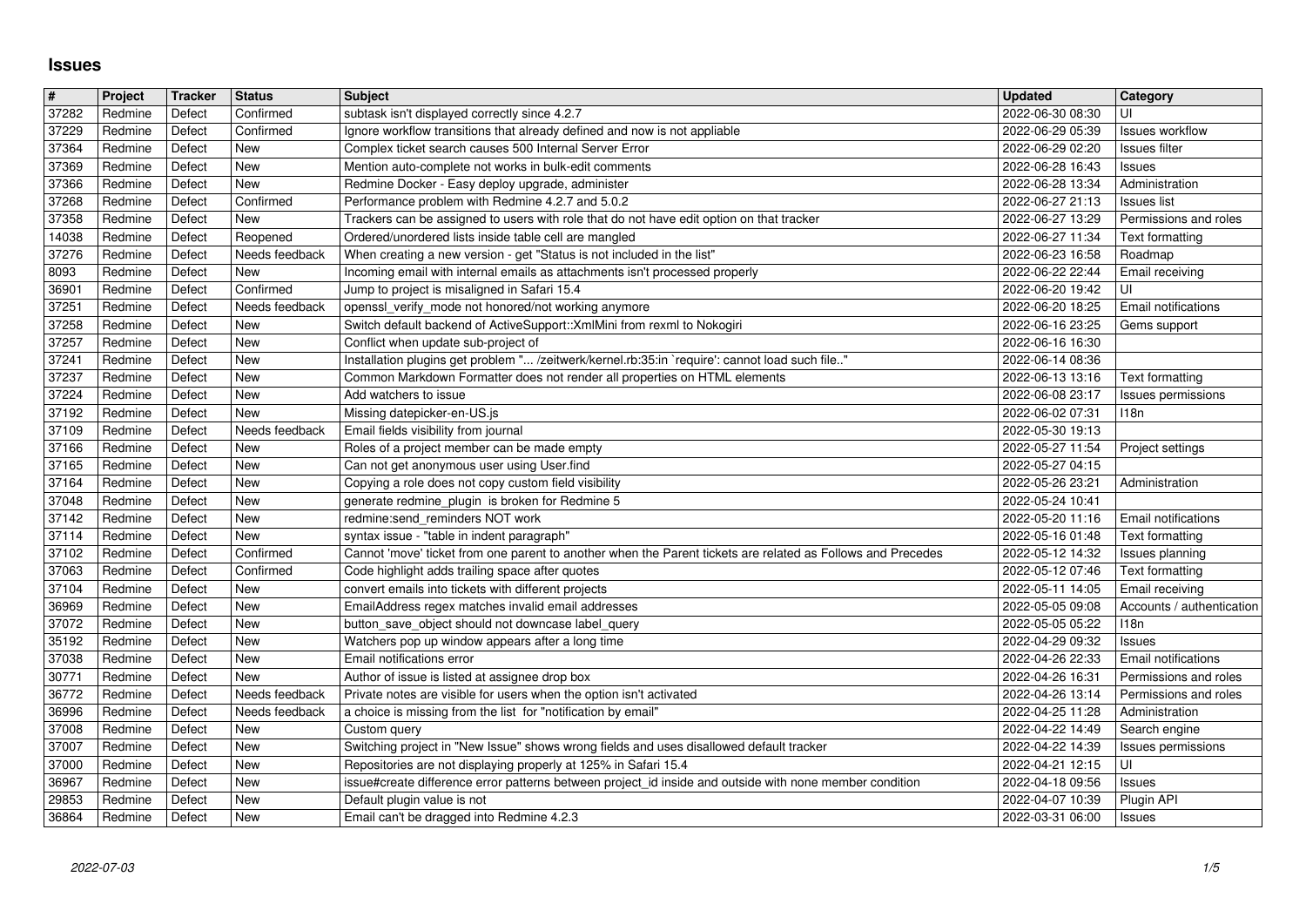# Issues

| # | Project | Tracker | Status | Subject | Updated | Category |
|---|---|---|---|---|---|---|
| 37282 | Redmine | Defect | Confirmed | subtask isn't displayed correctly since 4.2.7 | 2022-06-30 08:30 | UI |
| 37229 | Redmine | Defect | Confirmed | Ignore workflow transitions that already defined and now is not appliable | 2022-06-29 05:39 | Issues workflow |
| 37364 | Redmine | Defect | New | Complex ticket search causes 500 Internal Server Error | 2022-06-29 02:20 | Issues filter |
| 37369 | Redmine | Defect | New | Mention auto-complete not works in bulk-edit comments | 2022-06-28 16:43 | Issues |
| 37366 | Redmine | Defect | New | Redmine Docker - Easy deploy upgrade, administer | 2022-06-28 13:34 | Administration |
| 37268 | Redmine | Defect | Confirmed | Performance problem with Redmine 4.2.7 and 5.0.2 | 2022-06-27 21:13 | Issues list |
| 37358 | Redmine | Defect | New | Trackers can be assigned to users with role that do not have edit option on that tracker | 2022-06-27 13:29 | Permissions and roles |
| 14038 | Redmine | Defect | Reopened | Ordered/unordered lists inside table cell are mangled | 2022-06-27 11:34 | Text formatting |
| 37276 | Redmine | Defect | Needs feedback | When creating a new version - get "Status is not included in the list" | 2022-06-23 16:58 | Roadmap |
| 8093 | Redmine | Defect | New | Incoming email with internal emails as attachments isn't processed properly | 2022-06-22 22:44 | Email receiving |
| 36901 | Redmine | Defect | Confirmed | Jump to project is misaligned in Safari 15.4 | 2022-06-20 19:42 | UI |
| 37251 | Redmine | Defect | Needs feedback | openssl_verify_mode not honored/not working anymore | 2022-06-20 18:25 | Email notifications |
| 37258 | Redmine | Defect | New | Switch default backend of ActiveSupport::XmlMini from rexml to Nokogiri | 2022-06-16 23:25 | Gems support |
| 37257 | Redmine | Defect | New | Conflict when update sub-project of | 2022-06-16 16:30 | |
| 37241 | Redmine | Defect | New | Installation plugins get problem "... /zeitwerk/kernel.rb:35:in `require': cannot load such file.." | 2022-06-14 08:36 | |
| 37237 | Redmine | Defect | New | Common Markdown Formatter does not render all properties on HTML elements | 2022-06-13 13:16 | Text formatting |
| 37224 | Redmine | Defect | New | Add watchers to issue | 2022-06-08 23:17 | Issues permissions |
| 37192 | Redmine | Defect | New | Missing datepicker-en-US.js | 2022-06-02 07:31 | I18n |
| 37109 | Redmine | Defect | Needs feedback | Email fields visibility from journal | 2022-05-30 19:13 | |
| 37166 | Redmine | Defect | New | Roles of a project member can be made empty | 2022-05-27 11:54 | Project settings |
| 37165 | Redmine | Defect | New | Can not get anonymous user using User.find | 2022-05-27 04:15 | |
| 37164 | Redmine | Defect | New | Copying a role does not copy custom field visibility | 2022-05-26 23:21 | Administration |
| 37048 | Redmine | Defect | New | generate redmine_plugin is broken for Redmine 5 | 2022-05-24 10:41 | |
| 37142 | Redmine | Defect | New | redmine:send_reminders NOT work | 2022-05-20 11:16 | Email notifications |
| 37114 | Redmine | Defect | New | syntax issue - "table in indent paragraph" | 2022-05-16 01:48 | Text formatting |
| 37102 | Redmine | Defect | Confirmed | Cannot 'move' ticket from one parent to another when the Parent tickets are related as Follows and Precedes | 2022-05-12 14:32 | Issues planning |
| 37063 | Redmine | Defect | Confirmed | Code highlight adds trailing space after quotes | 2022-05-12 07:46 | Text formatting |
| 37104 | Redmine | Defect | New | convert emails into tickets with different projects | 2022-05-11 14:05 | Email receiving |
| 36969 | Redmine | Defect | New | EmailAddress regex matches invalid email addresses | 2022-05-05 09:08 | Accounts / authentication |
| 37072 | Redmine | Defect | New | button_save_object should not downcase label_query | 2022-05-05 05:22 | I18n |
| 35192 | Redmine | Defect | New | Watchers pop up window appears after a long time | 2022-04-29 09:32 | Issues |
| 37038 | Redmine | Defect | New | Email notifications error | 2022-04-26 22:33 | Email notifications |
| 30771 | Redmine | Defect | New | Author of issue is listed at assignee drop box | 2022-04-26 16:31 | Permissions and roles |
| 36772 | Redmine | Defect | Needs feedback | Private notes are visible for users when the option isn't activated | 2022-04-26 13:14 | Permissions and roles |
| 36996 | Redmine | Defect | Needs feedback | a choice is missing from the list for "notification by email" | 2022-04-25 11:28 | Administration |
| 37008 | Redmine | Defect | New | Custom query | 2022-04-22 14:49 | Search engine |
| 37007 | Redmine | Defect | New | Switching project in "New Issue" shows wrong fields and uses disallowed default tracker | 2022-04-22 14:39 | Issues permissions |
| 37000 | Redmine | Defect | New | Repositories are not displaying properly at 125% in Safari 15.4 | 2022-04-21 12:15 | UI |
| 36967 | Redmine | Defect | New | issue#create difference error patterns between project_id inside and outside with none member condition | 2022-04-18 09:56 | Issues |
| 29853 | Redmine | Defect | New | Default plugin value is not | 2022-04-07 10:39 | Plugin API |
| 36864 | Redmine | Defect | New | Email can't be dragged into Redmine 4.2.3 | 2022-03-31 06:00 | Issues |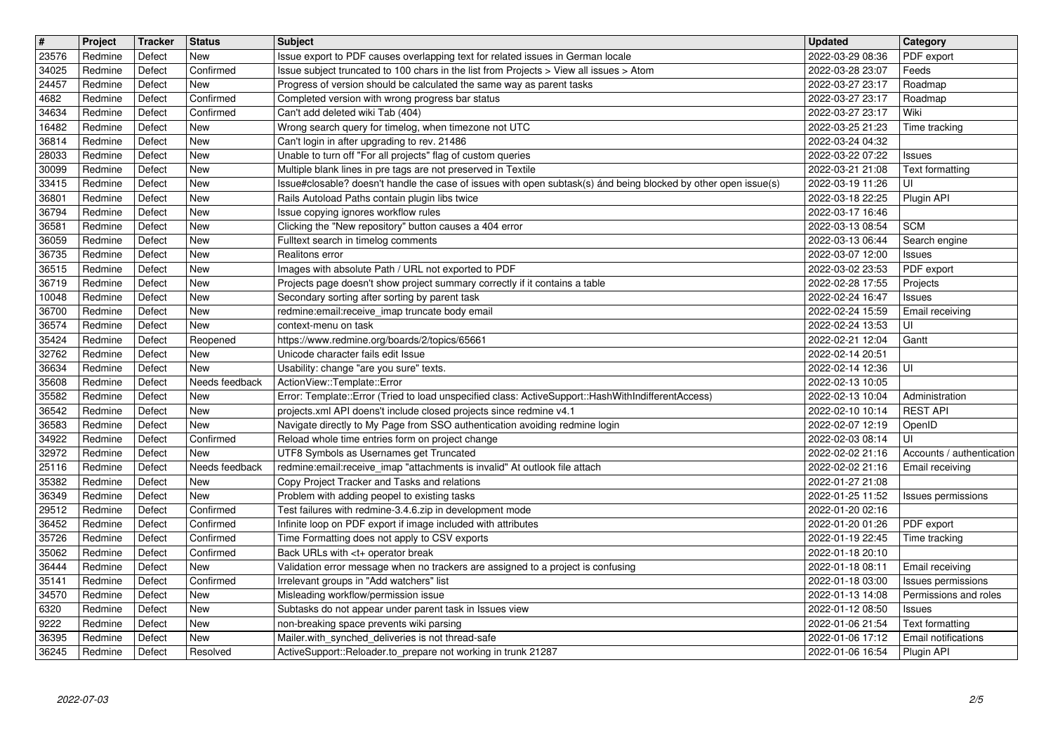| # | Project | Tracker | Status | Subject | Updated | Category |
| --- | --- | --- | --- | --- | --- | --- |
| 23576 | Redmine | Defect | New | Issue export to PDF causes overlapping text for related issues in German locale | 2022-03-29 08:36 | PDF export |
| 34025 | Redmine | Defect | Confirmed | Issue subject truncated to 100 chars in the list from Projects > View all issues > Atom | 2022-03-28 23:07 | Feeds |
| 24457 | Redmine | Defect | New | Progress of version should be calculated the same way as parent tasks | 2022-03-27 23:17 | Roadmap |
| 4682 | Redmine | Defect | Confirmed | Completed version with wrong progress bar status | 2022-03-27 23:17 | Roadmap |
| 34634 | Redmine | Defect | Confirmed | Can't add deleted wiki Tab (404) | 2022-03-27 23:17 | Wiki |
| 16482 | Redmine | Defect | New | Wrong search query for timelog, when timezone not UTC | 2022-03-25 21:23 | Time tracking |
| 36814 | Redmine | Defect | New | Can't login in after upgrading to rev. 21486 | 2022-03-24 04:32 | |
| 28033 | Redmine | Defect | New | Unable to turn off "For all projects" flag of custom queries | 2022-03-22 07:22 | Issues |
| 30099 | Redmine | Defect | New | Multiple blank lines in pre tags are not preserved in Textile | 2022-03-21 21:08 | Text formatting |
| 33415 | Redmine | Defect | New | Issue#closable? doesn't handle the case of issues with open subtask(s) ánd being blocked by other open issue(s) | 2022-03-19 11:26 | UI |
| 36801 | Redmine | Defect | New | Rails Autoload Paths contain plugin libs twice | 2022-03-18 22:25 | Plugin API |
| 36794 | Redmine | Defect | New | Issue copying ignores workflow rules | 2022-03-17 16:46 | |
| 36581 | Redmine | Defect | New | Clicking the "New repository" button causes a 404 error | 2022-03-13 08:54 | SCM |
| 36059 | Redmine | Defect | New | Fulltext search in timelog comments | 2022-03-13 06:44 | Search engine |
| 36735 | Redmine | Defect | New | Realitons error | 2022-03-07 12:00 | Issues |
| 36515 | Redmine | Defect | New | Images with absolute Path / URL not exported to PDF | 2022-03-02 23:53 | PDF export |
| 36719 | Redmine | Defect | New | Projects page doesn't show project summary correctly if it contains a table | 2022-02-28 17:55 | Projects |
| 10048 | Redmine | Defect | New | Secondary sorting after sorting by parent task | 2022-02-24 16:47 | Issues |
| 36700 | Redmine | Defect | New | redmine:email:receive_imap truncate body email | 2022-02-24 15:59 | Email receiving |
| 36574 | Redmine | Defect | New | context-menu on task | 2022-02-24 13:53 | UI |
| 35424 | Redmine | Defect | Reopened | https://www.redmine.org/boards/2/topics/65661 | 2022-02-21 12:04 | Gantt |
| 32762 | Redmine | Defect | New | Unicode character fails edit Issue | 2022-02-14 20:51 | |
| 36634 | Redmine | Defect | New | Usability: change "are you sure" texts. | 2022-02-14 12:36 | UI |
| 35608 | Redmine | Defect | Needs feedback | ActionView::Template::Error | 2022-02-13 10:05 | |
| 35582 | Redmine | Defect | New | Error: Template::Error (Tried to load unspecified class: ActiveSupport::HashWithIndifferentAccess) | 2022-02-13 10:04 | Administration |
| 36542 | Redmine | Defect | New | projects.xml API doens't include closed projects since redmine v4.1 | 2022-02-10 10:14 | REST API |
| 36583 | Redmine | Defect | New | Navigate directly to My Page from SSO authentication avoiding redmine login | 2022-02-07 12:19 | OpenID |
| 34922 | Redmine | Defect | Confirmed | Reload whole time entries form on project change | 2022-02-03 08:14 | UI |
| 32972 | Redmine | Defect | New | UTF8 Symbols as Usernames get Truncated | 2022-02-02 21:16 | Accounts / authentication |
| 25116 | Redmine | Defect | Needs feedback | redmine:email:receive_imap "attachments is invalid" At outlook file attach | 2022-02-02 21:16 | Email receiving |
| 35382 | Redmine | Defect | New | Copy Project Tracker and Tasks and relations | 2022-01-27 21:08 | |
| 36349 | Redmine | Defect | New | Problem with adding peopel to existing tasks | 2022-01-25 11:52 | Issues permissions |
| 29512 | Redmine | Defect | Confirmed | Test failures with redmine-3.4.6.zip in development mode | 2022-01-20 02:16 | |
| 36452 | Redmine | Defect | Confirmed | Infinite loop on PDF export if image included with attributes | 2022-01-20 01:26 | PDF export |
| 35726 | Redmine | Defect | Confirmed | Time Formatting does not apply to CSV exports | 2022-01-19 22:45 | Time tracking |
| 35062 | Redmine | Defect | Confirmed | Back URLs with <t+ operator break | 2022-01-18 20:10 | |
| 36444 | Redmine | Defect | New | Validation error message when no trackers are assigned to a project is confusing | 2022-01-18 08:11 | Email receiving |
| 35141 | Redmine | Defect | Confirmed | Irrelevant groups in "Add watchers" list | 2022-01-18 03:00 | Issues permissions |
| 34570 | Redmine | Defect | New | Misleading workflow/permission issue | 2022-01-13 14:08 | Permissions and roles |
| 6320 | Redmine | Defect | New | Subtasks do not appear under parent task in Issues view | 2022-01-12 08:50 | Issues |
| 9222 | Redmine | Defect | New | non-breaking space prevents wiki parsing | 2022-01-06 21:54 | Text formatting |
| 36395 | Redmine | Defect | New | Mailer.with_synched_deliveries is not thread-safe | 2022-01-06 17:12 | Email notifications |
| 36245 | Redmine | Defect | Resolved | ActiveSupport::Reloader.to_prepare not working in trunk 21287 | 2022-01-06 16:54 | Plugin API |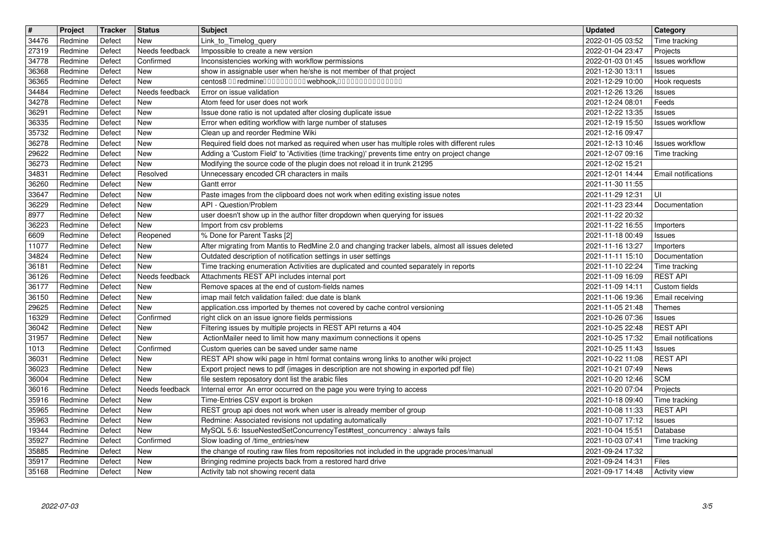| # | Project | Tracker | Status | Subject | Updated | Category |
|---|---|---|---|---|---|---|
| 34476 | Redmine | Defect | New | Link_to_Timelog_query | 2022-01-05 03:52 | Time tracking |
| 27319 | Redmine | Defect | Needs feedback | Impossible to create a new version | 2022-01-04 23:47 | Projects |
| 34778 | Redmine | Defect | Confirmed | Inconsistencies working with workflow permissions | 2022-01-03 01:45 | Issues workflow |
| 36368 | Redmine | Defect | New | show in assignable user when he/she is not member of that project | 2021-12-30 13:11 | Issues |
| 36365 | Redmine | Defect | New | centos8 □□ redmine□□□□□□□□□□ webhook,□□□□□□□□□□□□□□□ | 2021-12-29 10:00 | Hook requests |
| 34484 | Redmine | Defect | Needs feedback | Error on issue validation | 2021-12-26 13:26 | Issues |
| 34278 | Redmine | Defect | New | Atom feed for user does not work | 2021-12-24 08:01 | Feeds |
| 36291 | Redmine | Defect | New | Issue done ratio is not updated after closing duplicate issue | 2021-12-22 13:35 | Issues |
| 36335 | Redmine | Defect | New | Error when editing workflow with large number of statuses | 2021-12-19 15:50 | Issues workflow |
| 35732 | Redmine | Defect | New | Clean up and reorder Redmine Wiki | 2021-12-16 09:47 | |
| 36278 | Redmine | Defect | New | Required field does not marked as required when user has multiple roles with different rules | 2021-12-13 10:46 | Issues workflow |
| 29622 | Redmine | Defect | New | Adding a 'Custom Field' to 'Activities (time tracking)' prevents time entry on project change | 2021-12-07 09:16 | Time tracking |
| 36273 | Redmine | Defect | New | Modifying the source code of the plugin does not reload it in trunk 21295 | 2021-12-02 15:21 | |
| 34831 | Redmine | Defect | Resolved | Unnecessary encoded CR characters in mails | 2021-12-01 14:44 | Email notifications |
| 36260 | Redmine | Defect | New | Gantt error | 2021-11-30 11:55 | |
| 33647 | Redmine | Defect | New | Paste images from the clipboard does not work when editing existing issue notes | 2021-11-29 12:31 | UI |
| 36229 | Redmine | Defect | New | API - Question/Problem | 2021-11-23 23:44 | Documentation |
| 8977 | Redmine | Defect | New | user doesn't show up in the author filter dropdown when querying for issues | 2021-11-22 20:32 | |
| 36223 | Redmine | Defect | New | Import from csv problems | 2021-11-22 16:55 | Importers |
| 6609 | Redmine | Defect | Reopened | % Done for Parent Tasks [2] | 2021-11-18 00:49 | Issues |
| 11077 | Redmine | Defect | New | After migrating from Mantis to RedMine 2.0 and changing tracker labels, almost all issues deleted | 2021-11-16 13:27 | Importers |
| 34824 | Redmine | Defect | New | Outdated description of notification settings in user settings | 2021-11-11 15:10 | Documentation |
| 36181 | Redmine | Defect | New | Time tracking enumeration Activities are duplicated and counted separately in reports | 2021-11-10 22:24 | Time tracking |
| 36126 | Redmine | Defect | Needs feedback | Attachments REST API includes internal port | 2021-11-09 16:09 | REST API |
| 36177 | Redmine | Defect | New | Remove spaces at the end of custom-fields names | 2021-11-09 14:11 | Custom fields |
| 36150 | Redmine | Defect | New | imap mail fetch validation failed: due date is blank | 2021-11-06 19:36 | Email receiving |
| 29625 | Redmine | Defect | New | application.css imported by themes not covered by cache control versioning | 2021-11-05 21:48 | Themes |
| 16329 | Redmine | Defect | Confirmed | right click on an issue ignore fields permissions | 2021-10-26 07:36 | Issues |
| 36042 | Redmine | Defect | New | Filtering issues by multiple projects in REST API returns a 404 | 2021-10-25 22:48 | REST API |
| 31957 | Redmine | Defect | New | ActionMailer need to limit how many maximum connections it opens | 2021-10-25 17:32 | Email notifications |
| 1013 | Redmine | Defect | Confirmed | Custom queries can be saved under same name | 2021-10-25 11:43 | Issues |
| 36031 | Redmine | Defect | New | REST API show wiki page in html format contains wrong links to another wiki project | 2021-10-22 11:08 | REST API |
| 36023 | Redmine | Defect | New | Export project news to pdf (images in description are not showing in exported pdf file) | 2021-10-21 07:49 | News |
| 36004 | Redmine | Defect | New | file sestem reposatory dont list the arabic files | 2021-10-20 12:46 | SCM |
| 36016 | Redmine | Defect | Needs feedback | Internal error An error occurred on the page you were trying to access | 2021-10-20 07:04 | Projects |
| 35916 | Redmine | Defect | New | Time-Entries CSV export is broken | 2021-10-18 09:40 | Time tracking |
| 35965 | Redmine | Defect | New | REST group api does not work when user is already member of group | 2021-10-08 11:33 | REST API |
| 35963 | Redmine | Defect | New | Redmine: Associated revisions not updating automatically | 2021-10-07 17:12 | Issues |
| 19344 | Redmine | Defect | New | MySQL 5.6: IssueNestedSetConcurrencyTest#test_concurrency : always fails | 2021-10-04 15:51 | Database |
| 35927 | Redmine | Defect | Confirmed | Slow loading of /time_entries/new | 2021-10-03 07:41 | Time tracking |
| 35885 | Redmine | Defect | New | the change of routing raw files from repositories not included in the upgrade proces/manual | 2021-09-24 17:32 | |
| 35917 | Redmine | Defect | New | Bringing redmine projects back from a restored hard drive | 2021-09-24 14:31 | Files |
| 35168 | Redmine | Defect | New | Activity tab not showing recent data | 2021-09-17 14:48 | Activity view |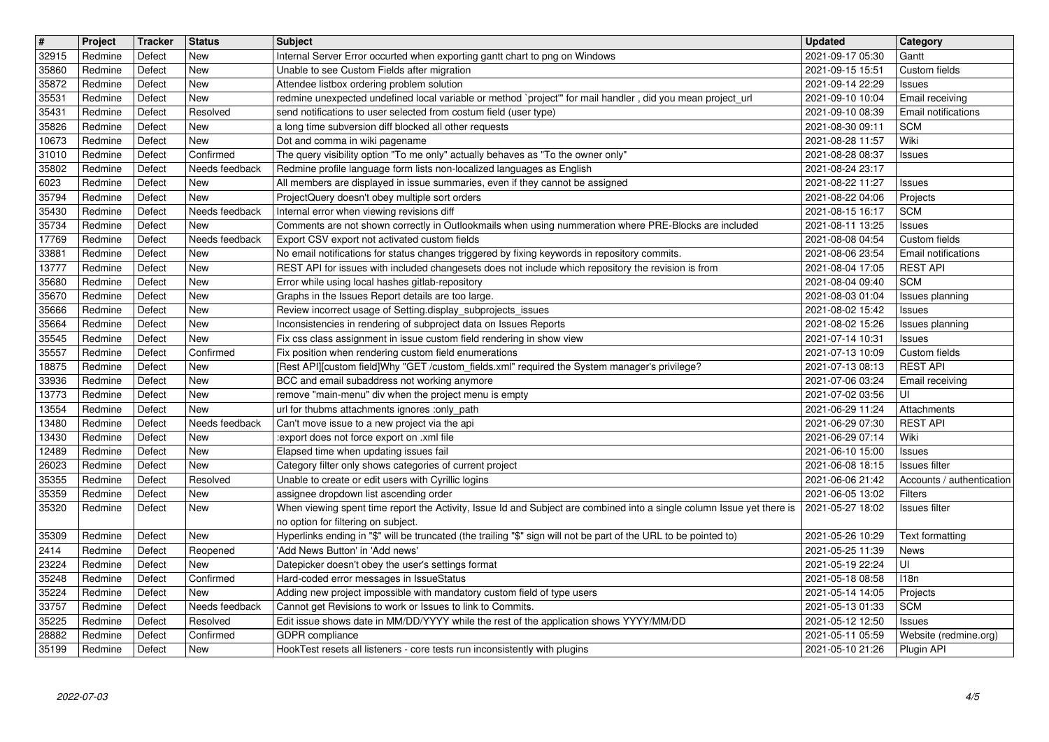| # | Project | Tracker | Status | Subject | Updated | Category |
|---|---|---|---|---|---|---|
| 32915 | Redmine | Defect | New | Internal Server Error occurted when exporting gantt chart to png on Windows | 2021-09-17 05:30 | Gantt |
| 35860 | Redmine | Defect | New | Unable to see Custom Fields after migration | 2021-09-15 15:51 | Custom fields |
| 35872 | Redmine | Defect | New | Attendee listbox ordering problem solution | 2021-09-14 22:29 | Issues |
| 35531 | Redmine | Defect | New | redmine unexpected undefined local variable or method `project'" for mail handler , did you mean project_url | 2021-09-10 10:04 | Email receiving |
| 35431 | Redmine | Defect | Resolved | send notifications to user selected from costum field (user type) | 2021-09-10 08:39 | Email notifications |
| 35826 | Redmine | Defect | New | a long time subversion diff blocked all other requests | 2021-08-30 09:11 | SCM |
| 10673 | Redmine | Defect | New | Dot and comma in wiki pagename | 2021-08-28 11:57 | Wiki |
| 31010 | Redmine | Defect | Confirmed | The query visibility option "To me only" actually behaves as "To the owner only" | 2021-08-28 08:37 | Issues |
| 35802 | Redmine | Defect | Needs feedback | Redmine profile language form lists non-localized languages as English | 2021-08-24 23:17 | |
| 6023 | Redmine | Defect | New | All members are displayed in issue summaries, even if they cannot be assigned | 2021-08-22 11:27 | Issues |
| 35794 | Redmine | Defect | New | ProjectQuery doesn't obey multiple sort orders | 2021-08-22 04:06 | Projects |
| 35430 | Redmine | Defect | Needs feedback | Internal error when viewing revisions diff | 2021-08-15 16:17 | SCM |
| 35734 | Redmine | Defect | New | Comments are not shown correctly in Outlookmails when using nummeration where PRE-Blocks are included | 2021-08-11 13:25 | Issues |
| 17769 | Redmine | Defect | Needs feedback | Export CSV export not activated custom fields | 2021-08-08 04:54 | Custom fields |
| 33881 | Redmine | Defect | New | No email notifications for status changes triggered by fixing keywords in repository commits. | 2021-08-06 23:54 | Email notifications |
| 13777 | Redmine | Defect | New | REST API for issues with included changesets does not include which repository the revision is from | 2021-08-04 17:05 | REST API |
| 35680 | Redmine | Defect | New | Error while using local hashes gitlab-repository | 2021-08-04 09:40 | SCM |
| 35670 | Redmine | Defect | New | Graphs in the Issues Report details are too large. | 2021-08-03 01:04 | Issues planning |
| 35666 | Redmine | Defect | New | Review incorrect usage of Setting.display_subprojects_issues | 2021-08-02 15:42 | Issues |
| 35664 | Redmine | Defect | New | Inconsistencies in rendering of subproject data on Issues Reports | 2021-08-02 15:26 | Issues planning |
| 35545 | Redmine | Defect | New | Fix css class assignment in issue custom field rendering in show view | 2021-07-14 10:31 | Issues |
| 35557 | Redmine | Defect | Confirmed | Fix position when rendering custom field enumerations | 2021-07-13 10:09 | Custom fields |
| 18875 | Redmine | Defect | New | [Rest API][custom field]Why "GET /custom_fields.xml" required the System manager's privilege? | 2021-07-13 08:13 | REST API |
| 33936 | Redmine | Defect | New | BCC and email subaddress not working anymore | 2021-07-06 03:24 | Email receiving |
| 13773 | Redmine | Defect | New | remove "main-menu" div when the project menu is empty | 2021-07-02 03:56 | UI |
| 13554 | Redmine | Defect | New | url for thubms attachments ignores :only_path | 2021-06-29 11:24 | Attachments |
| 13480 | Redmine | Defect | Needs feedback | Can't move issue to a new project via the api | 2021-06-29 07:30 | REST API |
| 13430 | Redmine | Defect | New | :export does not force export on .xml file | 2021-06-29 07:14 | Wiki |
| 12489 | Redmine | Defect | New | Elapsed time when updating issues fail | 2021-06-10 15:00 | Issues |
| 26023 | Redmine | Defect | New | Category filter only shows categories of current project | 2021-06-08 18:15 | Issues filter |
| 35355 | Redmine | Defect | Resolved | Unable to create or edit users with Cyrillic logins | 2021-06-06 21:42 | Accounts / authentication |
| 35359 | Redmine | Defect | New | assignee dropdown list ascending order | 2021-06-05 13:02 | Filters |
| 35320 | Redmine | Defect | New | When viewing spent time report the Activity, Issue Id and Subject are combined into a single column Issue yet there is no option for filtering on subject. | 2021-05-27 18:02 | Issues filter |
| 35309 | Redmine | Defect | New | Hyperlinks ending in "$" will be truncated (the trailing "$" sign will not be part of the URL to be pointed to) | 2021-05-26 10:29 | Text formatting |
| 2414 | Redmine | Defect | Reopened | 'Add News Button' in 'Add news' | 2021-05-25 11:39 | News |
| 23224 | Redmine | Defect | New | Datepicker doesn't obey the user's settings format | 2021-05-19 22:24 | UI |
| 35248 | Redmine | Defect | Confirmed | Hard-coded error messages in IssueStatus | 2021-05-18 08:58 | I18n |
| 35224 | Redmine | Defect | New | Adding new project impossible with mandatory custom field of type users | 2021-05-14 14:05 | Projects |
| 33757 | Redmine | Defect | Needs feedback | Cannot get Revisions to work or Issues to link to Commits. | 2021-05-13 01:33 | SCM |
| 35225 | Redmine | Defect | Resolved | Edit issue shows date in MM/DD/YYYY while the rest of the application shows YYYY/MM/DD | 2021-05-12 12:50 | Issues |
| 28882 | Redmine | Defect | Confirmed | GDPR compliance | 2021-05-11 05:59 | Website (redmine.org) |
| 35199 | Redmine | Defect | New | HookTest resets all listeners - core tests run inconsistently with plugins | 2021-05-10 21:26 | Plugin API |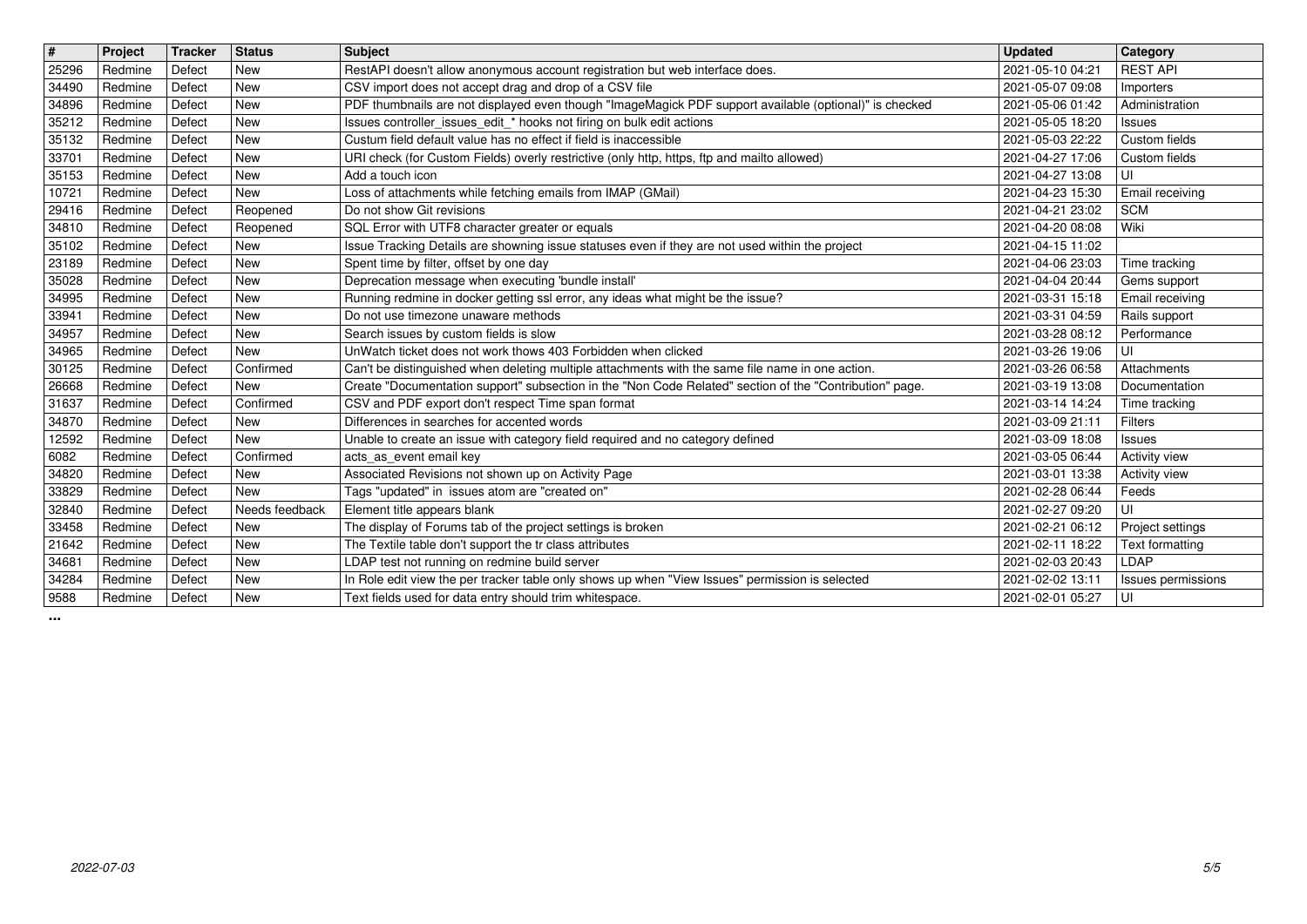| # | Project | Tracker | Status | Subject | Updated | Category |
| --- | --- | --- | --- | --- | --- | --- |
| 25296 | Redmine | Defect | New | RestAPI doesn't allow anonymous account registration but web interface does. | 2021-05-10 04:21 | REST API |
| 34490 | Redmine | Defect | New | CSV import does not accept drag and drop of a CSV file | 2021-05-07 09:08 | Importers |
| 34896 | Redmine | Defect | New | PDF thumbnails are not displayed even though "ImageMagick PDF support available (optional)" is checked | 2021-05-06 01:42 | Administration |
| 35212 | Redmine | Defect | New | Issues controller_issues_edit_* hooks not firing on bulk edit actions | 2021-05-05 18:20 | Issues |
| 35132 | Redmine | Defect | New | Custum field default value has no effect if field is inaccessible | 2021-05-03 22:22 | Custom fields |
| 33701 | Redmine | Defect | New | URI check (for Custom Fields) overly restrictive (only http, https, ftp and mailto allowed) | 2021-04-27 17:06 | Custom fields |
| 35153 | Redmine | Defect | New | Add a touch icon | 2021-04-27 13:08 | UI |
| 10721 | Redmine | Defect | New | Loss of attachments while fetching emails from IMAP (GMail) | 2021-04-23 15:30 | Email receiving |
| 29416 | Redmine | Defect | Reopened | Do not show Git revisions | 2021-04-21 23:02 | SCM |
| 34810 | Redmine | Defect | Reopened | SQL Error with UTF8 character greater or equals | 2021-04-20 08:08 | Wiki |
| 35102 | Redmine | Defect | New | Issue Tracking Details are showning issue statuses even if they are not used within the project | 2021-04-15 11:02 | |
| 23189 | Redmine | Defect | New | Spent time by filter, offset by one day | 2021-04-06 23:03 | Time tracking |
| 35028 | Redmine | Defect | New | Deprecation message when executing 'bundle install' | 2021-04-04 20:44 | Gems support |
| 34995 | Redmine | Defect | New | Running redmine in docker getting ssl error, any ideas what might be the issue? | 2021-03-31 15:18 | Email receiving |
| 33941 | Redmine | Defect | New | Do not use timezone unaware methods | 2021-03-31 04:59 | Rails support |
| 34957 | Redmine | Defect | New | Search issues by custom fields is slow | 2021-03-28 08:12 | Performance |
| 34965 | Redmine | Defect | New | UnWatch ticket does not work thows 403 Forbidden when clicked | 2021-03-26 19:06 | UI |
| 30125 | Redmine | Defect | Confirmed | Can't be distinguished when deleting multiple attachments with the same file name in one action. | 2021-03-26 06:58 | Attachments |
| 26668 | Redmine | Defect | New | Create "Documentation support" subsection in the "Non Code Related" section of the "Contribution" page. | 2021-03-19 13:08 | Documentation |
| 31637 | Redmine | Defect | Confirmed | CSV and PDF export don't respect Time span format | 2021-03-14 14:24 | Time tracking |
| 34870 | Redmine | Defect | New | Differences in searches for accented words | 2021-03-09 21:11 | Filters |
| 12592 | Redmine | Defect | New | Unable to create an issue with category field required and no category defined | 2021-03-09 18:08 | Issues |
| 6082 | Redmine | Defect | Confirmed | acts_as_event email key | 2021-03-05 06:44 | Activity view |
| 34820 | Redmine | Defect | New | Associated Revisions not shown up on Activity Page | 2021-03-01 13:38 | Activity view |
| 33829 | Redmine | Defect | New | Tags "updated" in issues atom are "created on" | 2021-02-28 06:44 | Feeds |
| 32840 | Redmine | Defect | Needs feedback | Element title appears blank | 2021-02-27 09:20 | UI |
| 33458 | Redmine | Defect | New | The display of Forums tab of the project settings is broken | 2021-02-21 06:12 | Project settings |
| 21642 | Redmine | Defect | New | The Textile table don't support the tr class attributes | 2021-02-11 18:22 | Text formatting |
| 34681 | Redmine | Defect | New | LDAP test not running on redmine build server | 2021-02-03 20:43 | LDAP |
| 34284 | Redmine | Defect | New | In Role edit view the per tracker table only shows up when "View Issues" permission is selected | 2021-02-02 13:11 | Issues permissions |
| 9588 | Redmine | Defect | New | Text fields used for data entry should trim whitespace. | 2021-02-01 05:27 | UI |

...